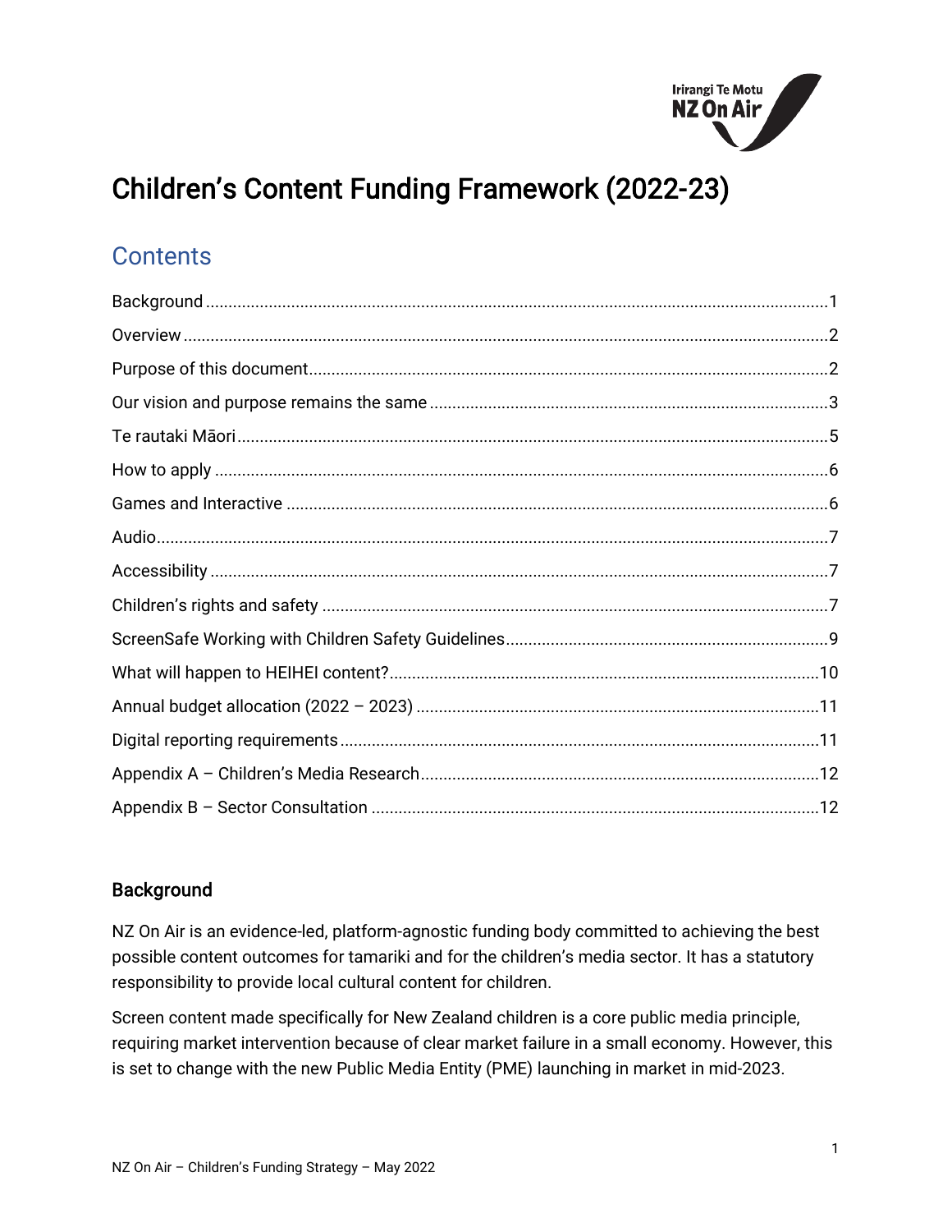# Children's Content Funding Framework (2022-23)

## Contents

Background ......1
Overview ......2
Purpose of this document ......2
Our vision and purpose remains the same ......3
Te rautaki Māori ......5
How to apply ......6
Games and Interactive ......6
Audio ......7
Accessibility ......7
Children's rights and safety ......7
ScreenSafe Working with Children Safety Guidelines ......9
What will happen to HEIHEI content? ......10
Annual budget allocation (2022 – 2023) ......11
Digital reporting requirements ......11
Appendix A – Children's Media Research ......12
Appendix B – Sector Consultation ......12

### Background

NZ On Air is an evidence-led, platform-agnostic funding body committed to achieving the best possible content outcomes for tamariki and for the children's media sector. It has a statutory responsibility to provide local cultural content for children.

Screen content made specifically for New Zealand children is a core public media principle, requiring market intervention because of clear market failure in a small economy. However, this is set to change with the new Public Media Entity (PME) launching in market in mid-2023.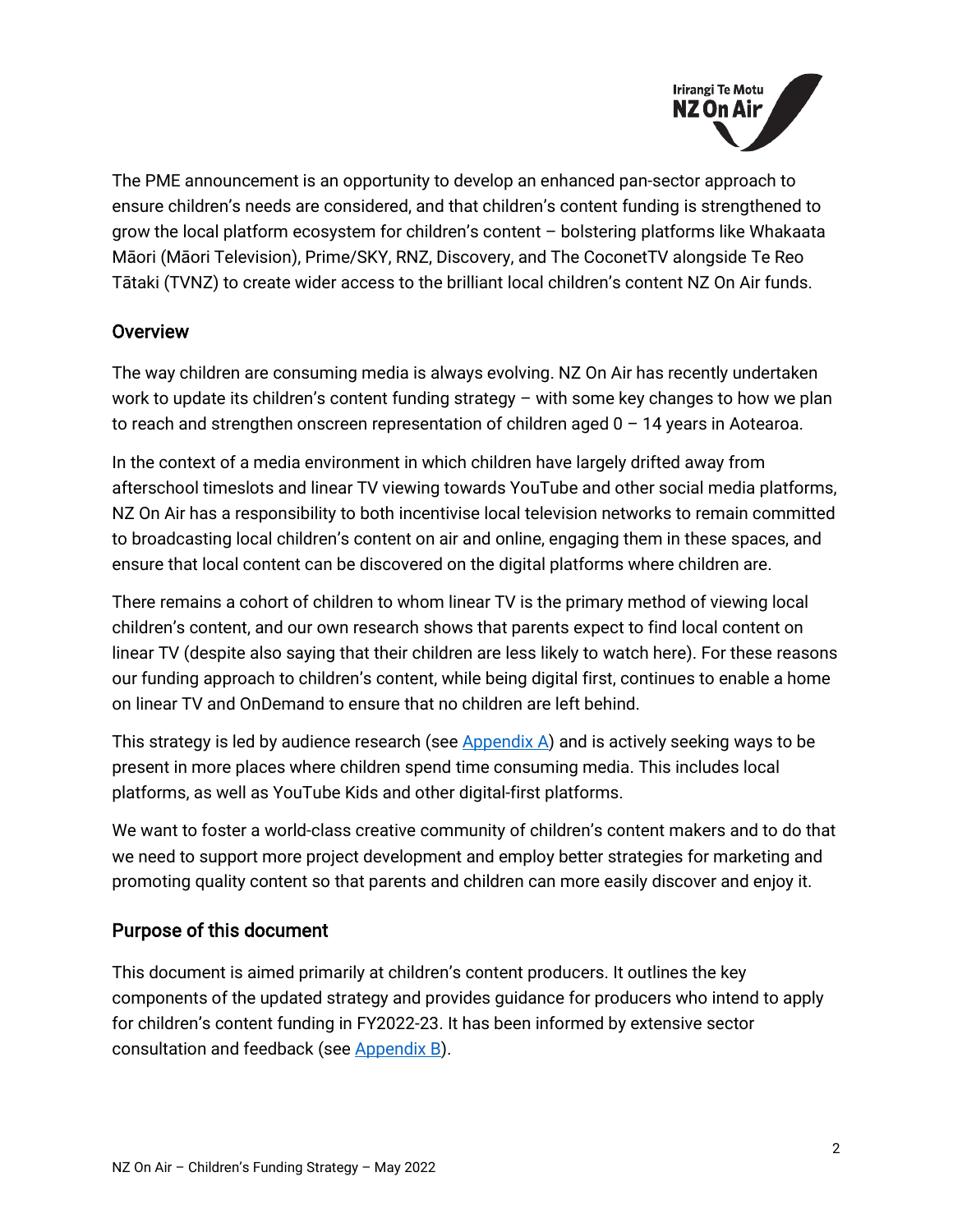The PME announcement is an opportunity to develop an enhanced pan-sector approach to ensure children's needs are considered, and that children's content funding is strengthened to grow the local platform ecosystem for children's content – bolstering platforms like Whakaata Māori (Māori Television), Prime/SKY, RNZ, Discovery, and The CoconetTV alongside Te Reo Tātaki (TVNZ) to create wider access to the brilliant local children's content NZ On Air funds.

## Overview

The way children are consuming media is always evolving. NZ On Air has recently undertaken work to update its children's content funding strategy – with some key changes to how we plan to reach and strengthen onscreen representation of children aged 0 – 14 years in Aotearoa.

In the context of a media environment in which children have largely drifted away from afterschool timeslots and linear TV viewing towards YouTube and other social media platforms, NZ On Air has a responsibility to both incentivise local television networks to remain committed to broadcasting local children's content on air and online, engaging them in these spaces, and ensure that local content can be discovered on the digital platforms where children are.

There remains a cohort of children to whom linear TV is the primary method of viewing local children's content, and our own research shows that parents expect to find local content on linear TV (despite also saying that their children are less likely to watch here). For these reasons our funding approach to children's content, while being digital first, continues to enable a home on linear TV and OnDemand to ensure that no children are left behind.

This strategy is led by audience research (see Appendix A) and is actively seeking ways to be present in more places where children spend time consuming media. This includes local platforms, as well as YouTube Kids and other digital-first platforms.

We want to foster a world-class creative community of children's content makers and to do that we need to support more project development and employ better strategies for marketing and promoting quality content so that parents and children can more easily discover and enjoy it.

## Purpose of this document

This document is aimed primarily at children's content producers. It outlines the key components of the updated strategy and provides guidance for producers who intend to apply for children's content funding in FY2022-23. It has been informed by extensive sector consultation and feedback (see Appendix B).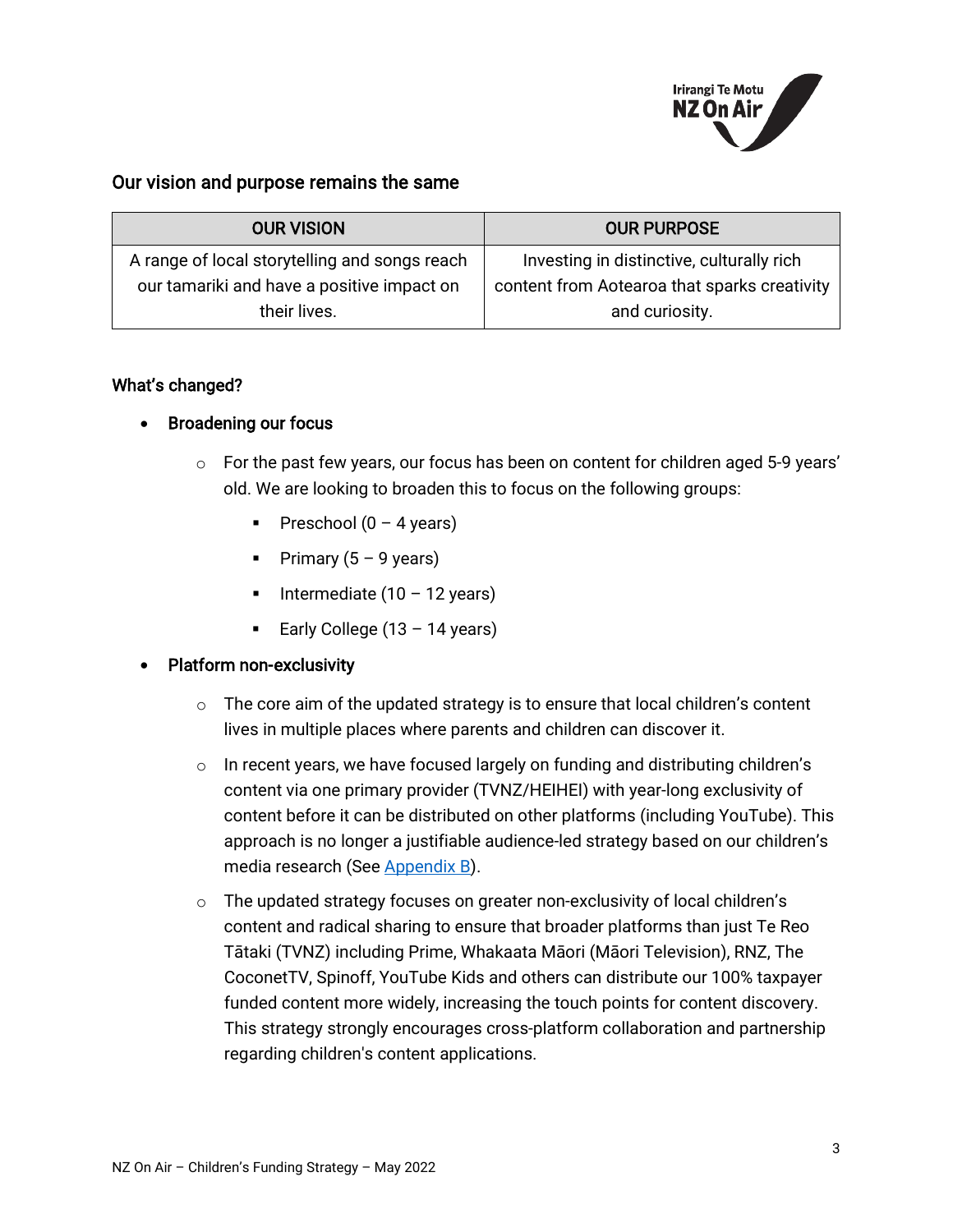## Our vision and purpose remains the same

| OUR VISION | OUR PURPOSE |
|---|---|
| A range of local storytelling and songs reach our tamariki and have a positive impact on their lives. | Investing in distinctive, culturally rich content from Aotearoa that sparks creativity and curiosity. |

### What's changed?

- **Broadening our focus**
  - For the past few years, our focus has been on content for children aged 5-9 years' old. We are looking to broaden this to focus on the following groups:
    - Preschool (0 – 4 years)
    - Primary (5 – 9 years)
    - Intermediate (10 – 12 years)
    - Early College (13 – 14 years)
- **Platform non-exclusivity**
  - The core aim of the updated strategy is to ensure that local children's content lives in multiple places where parents and children can discover it.
  - In recent years, we have focused largely on funding and distributing children's content via one primary provider (TVNZ/HEIHEI) with year-long exclusivity of content before it can be distributed on other platforms (including YouTube). This approach is no longer a justifiable audience-led strategy based on our children's media research (See Appendix B).
  - The updated strategy focuses on greater non-exclusivity of local children's content and radical sharing to ensure that broader platforms than just Te Reo Tātaki (TVNZ) including Prime, Whakaata Māori (Māori Television), RNZ, The CoconetTV, Spinoff, YouTube Kids and others can distribute our 100% taxpayer funded content more widely, increasing the touch points for content discovery. This strategy strongly encourages cross-platform collaboration and partnership regarding children's content applications.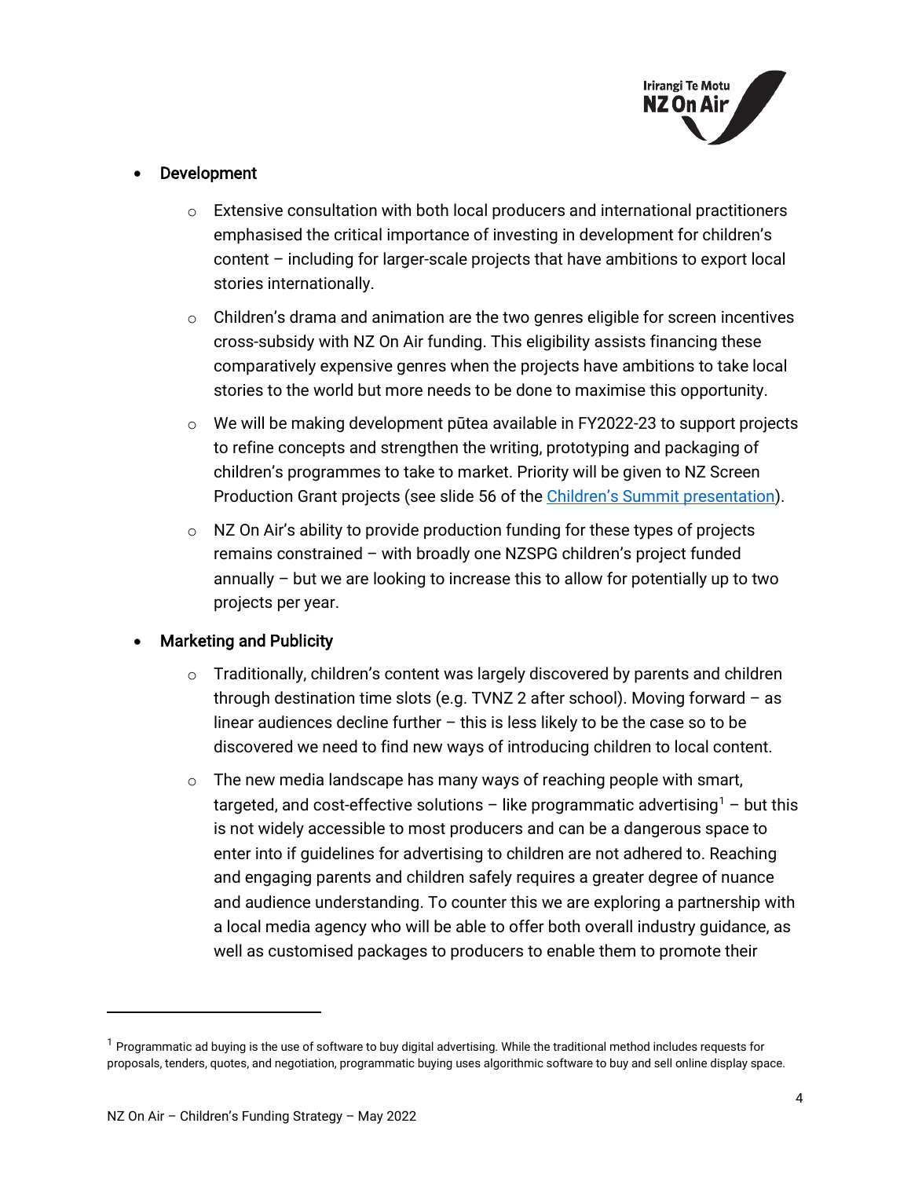- **Development**
  - Extensive consultation with both local producers and international practitioners emphasised the critical importance of investing in development for children's content – including for larger-scale projects that have ambitions to export local stories internationally.
  - Children's drama and animation are the two genres eligible for screen incentives cross-subsidy with NZ On Air funding. This eligibility assists financing these comparatively expensive genres when the projects have ambitions to take local stories to the world but more needs to be done to maximise this opportunity.
  - We will be making development pūtea available in FY2022-23 to support projects to refine concepts and strengthen the writing, prototyping and packaging of children's programmes to take to market. Priority will be given to NZ Screen Production Grant projects (see slide 56 of the Children's Summit presentation).
  - NZ On Air's ability to provide production funding for these types of projects remains constrained – with broadly one NZSPG children's project funded annually – but we are looking to increase this to allow for potentially up to two projects per year.

- **Marketing and Publicity**
  - Traditionally, children's content was largely discovered by parents and children through destination time slots (e.g. TVNZ 2 after school). Moving forward – as linear audiences decline further – this is less likely to be the case so to be discovered we need to find new ways of introducing children to local content.
  - The new media landscape has many ways of reaching people with smart, targeted, and cost-effective solutions – like programmatic advertising[1] – but this is not widely accessible to most producers and can be a dangerous space to enter into if guidelines for advertising to children are not adhered to. Reaching and engaging parents and children safely requires a greater degree of nuance and audience understanding. To counter this we are exploring a partnership with a local media agency who will be able to offer both overall industry guidance, as well as customised packages to producers to enable them to promote their

[1] Programmatic ad buying is the use of software to buy digital advertising. While the traditional method includes requests for proposals, tenders, quotes, and negotiation, programmatic buying uses algorithmic software to buy and sell online display space.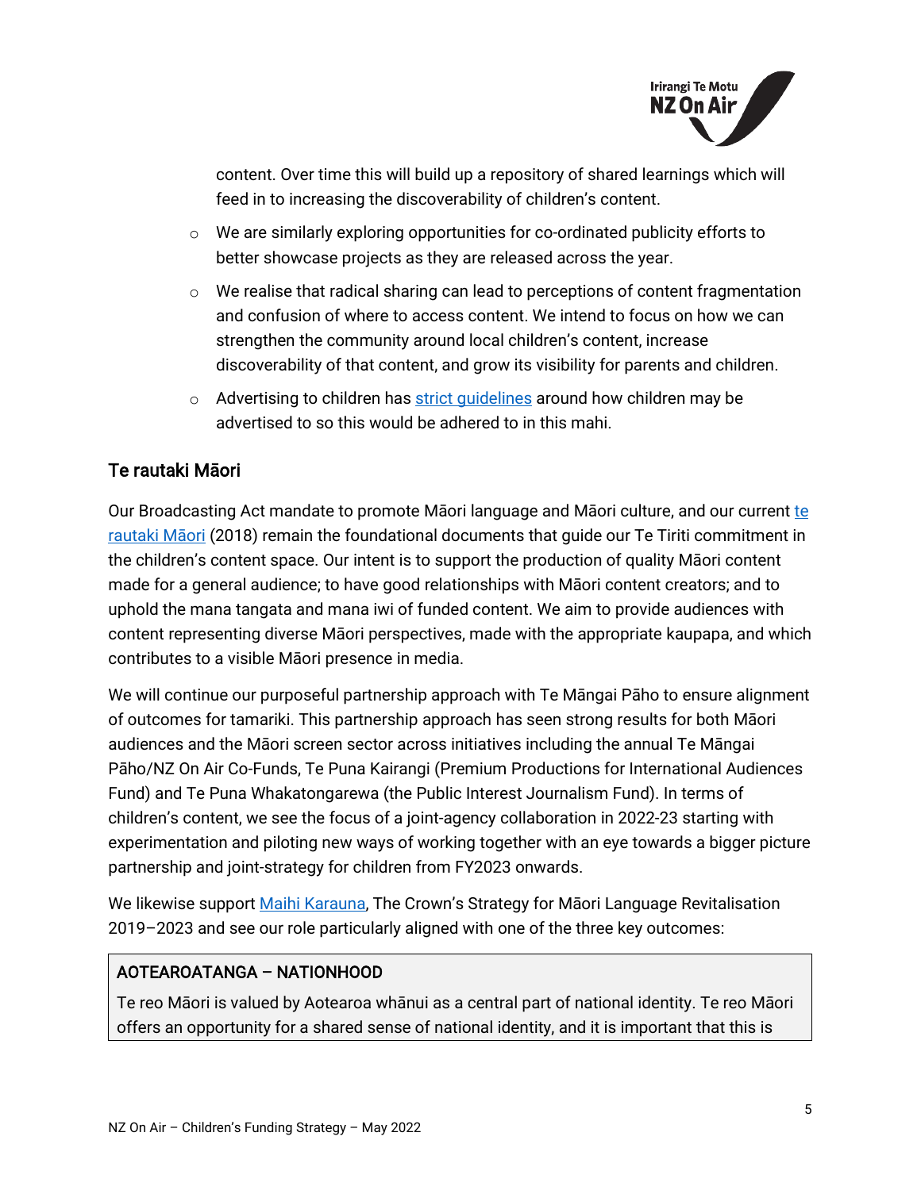content. Over time this will build up a repository of shared learnings which will feed in to increasing the discoverability of children's content.

- We are similarly exploring opportunities for co-ordinated publicity efforts to better showcase projects as they are released across the year.
- We realise that radical sharing can lead to perceptions of content fragmentation and confusion of where to access content. We intend to focus on how we can strengthen the community around local children's content, increase discoverability of that content, and grow its visibility for parents and children.
- Advertising to children has [strict guidelines](#) around how children may be advertised to so this would be adhered to in this mahi.

## Te rautaki Māori

Our Broadcasting Act mandate to promote Māori language and Māori culture, and our current [te rautaki Māori](#) (2018) remain the foundational documents that guide our Te Tiriti commitment in the children's content space. Our intent is to support the production of quality Māori content made for a general audience; to have good relationships with Māori content creators; and to uphold the mana tangata and mana iwi of funded content. We aim to provide audiences with content representing diverse Māori perspectives, made with the appropriate kaupapa, and which contributes to a visible Māori presence in media.

We will continue our purposeful partnership approach with Te Māngai Pāho to ensure alignment of outcomes for tamariki. This partnership approach has seen strong results for both Māori audiences and the Māori screen sector across initiatives including the annual Te Māngai Pāho/NZ On Air Co-Funds, Te Puna Kairangi (Premium Productions for International Audiences Fund) and Te Puna Whakatongarewa (the Public Interest Journalism Fund). In terms of children's content, we see the focus of a joint-agency collaboration in 2022-23 starting with experimentation and piloting new ways of working together with an eye towards a bigger picture partnership and joint-strategy for children from FY2023 onwards.

We likewise support [Maihi Karauna](#), The Crown's Strategy for Māori Language Revitalisation 2019–2023 and see our role particularly aligned with one of the three key outcomes:

| AOTEAROATANGA – NATIONHOOD |
| --- |
| Te reo Māori is valued by Aotearoa whānui as a central part of national identity. Te reo Māori offers an opportunity for a shared sense of national identity, and it is important that this is |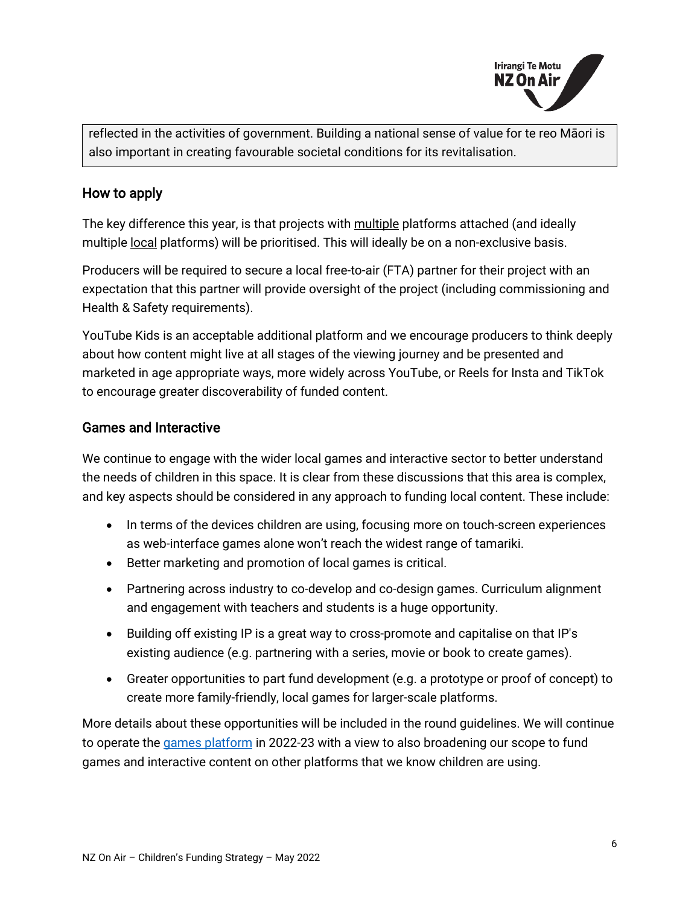reflected in the activities of government. Building a national sense of value for te reo Māori is also important in creating favourable societal conditions for its revitalisation.

### How to apply

The key difference this year, is that projects with multiple platforms attached (and ideally multiple local platforms) will be prioritised. This will ideally be on a non-exclusive basis.

Producers will be required to secure a local free-to-air (FTA) partner for their project with an expectation that this partner will provide oversight of the project (including commissioning and Health & Safety requirements).

YouTube Kids is an acceptable additional platform and we encourage producers to think deeply about how content might live at all stages of the viewing journey and be presented and marketed in age appropriate ways, more widely across YouTube, or Reels for Insta and TikTok to encourage greater discoverability of funded content.

### Games and Interactive

We continue to engage with the wider local games and interactive sector to better understand the needs of children in this space. It is clear from these discussions that this area is complex, and key aspects should be considered in any approach to funding local content. These include:

- In terms of the devices children are using, focusing more on touch-screen experiences as web-interface games alone won't reach the widest range of tamariki.
- Better marketing and promotion of local games is critical.
- Partnering across industry to co-develop and co-design games. Curriculum alignment and engagement with teachers and students is a huge opportunity.
- Building off existing IP is a great way to cross-promote and capitalise on that IP's existing audience (e.g. partnering with a series, movie or book to create games).
- Greater opportunities to part fund development (e.g. a prototype or proof of concept) to create more family-friendly, local games for larger-scale platforms.

More details about these opportunities will be included in the round guidelines. We will continue to operate the games platform in 2022-23 with a view to also broadening our scope to fund games and interactive content on other platforms that we know children are using.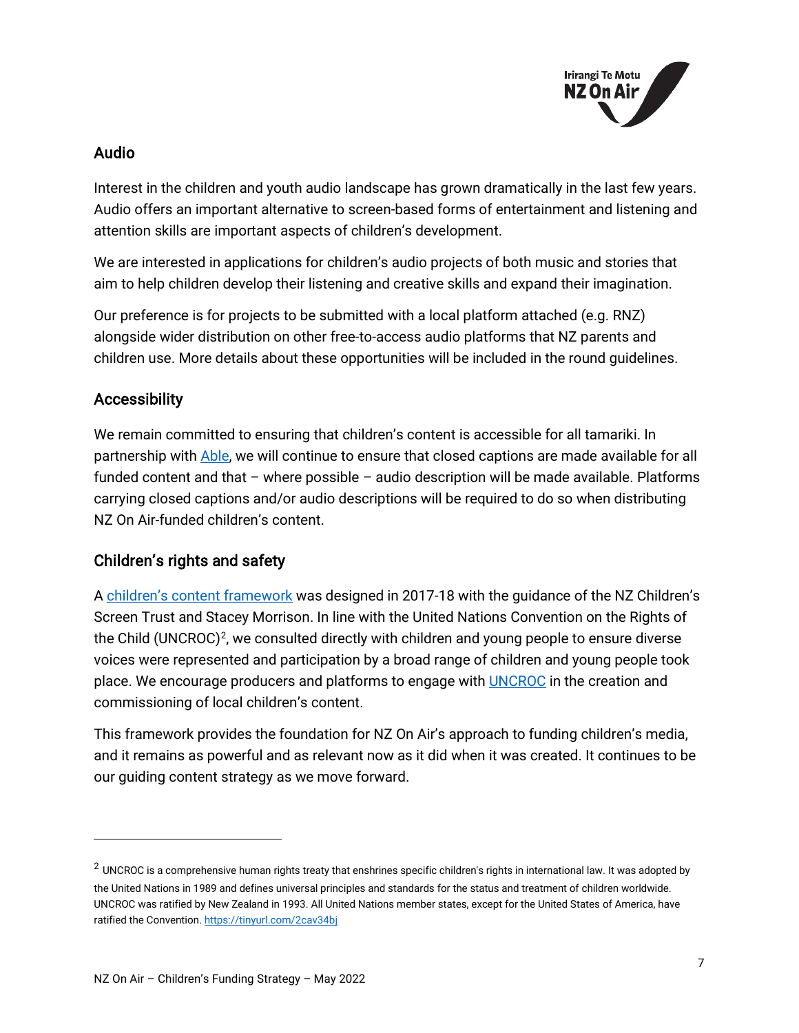## Audio

Interest in the children and youth audio landscape has grown dramatically in the last few years. Audio offers an important alternative to screen-based forms of entertainment and listening and attention skills are important aspects of children's development.

We are interested in applications for children's audio projects of both music and stories that aim to help children develop their listening and creative skills and expand their imagination.

Our preference is for projects to be submitted with a local platform attached (e.g. RNZ) alongside wider distribution on other free-to-access audio platforms that NZ parents and children use. More details about these opportunities will be included in the round guidelines.

## Accessibility

We remain committed to ensuring that children's content is accessible for all tamariki. In partnership with Able, we will continue to ensure that closed captions are made available for all funded content and that – where possible – audio description will be made available. Platforms carrying closed captions and/or audio descriptions will be required to do so when distributing NZ On Air-funded children's content.

## Children's rights and safety

A children's content framework was designed in 2017-18 with the guidance of the NZ Children's Screen Trust and Stacey Morrison. In line with the United Nations Convention on the Rights of the Child (UNCROC)[2], we consulted directly with children and young people to ensure diverse voices were represented and participation by a broad range of children and young people took place. We encourage producers and platforms to engage with UNCROC in the creation and commissioning of local children's content.

This framework provides the foundation for NZ On Air's approach to funding children's media, and it remains as powerful and as relevant now as it did when it was created. It continues to be our guiding content strategy as we move forward.

---

[2] UNCROC is a comprehensive human rights treaty that enshrines specific children's rights in international law. It was adopted by the United Nations in 1989 and defines universal principles and standards for the status and treatment of children worldwide. UNCROC was ratified by New Zealand in 1993. All United Nations member states, except for the United States of America, have ratified the Convention. https://tinyurl.com/2cav34bj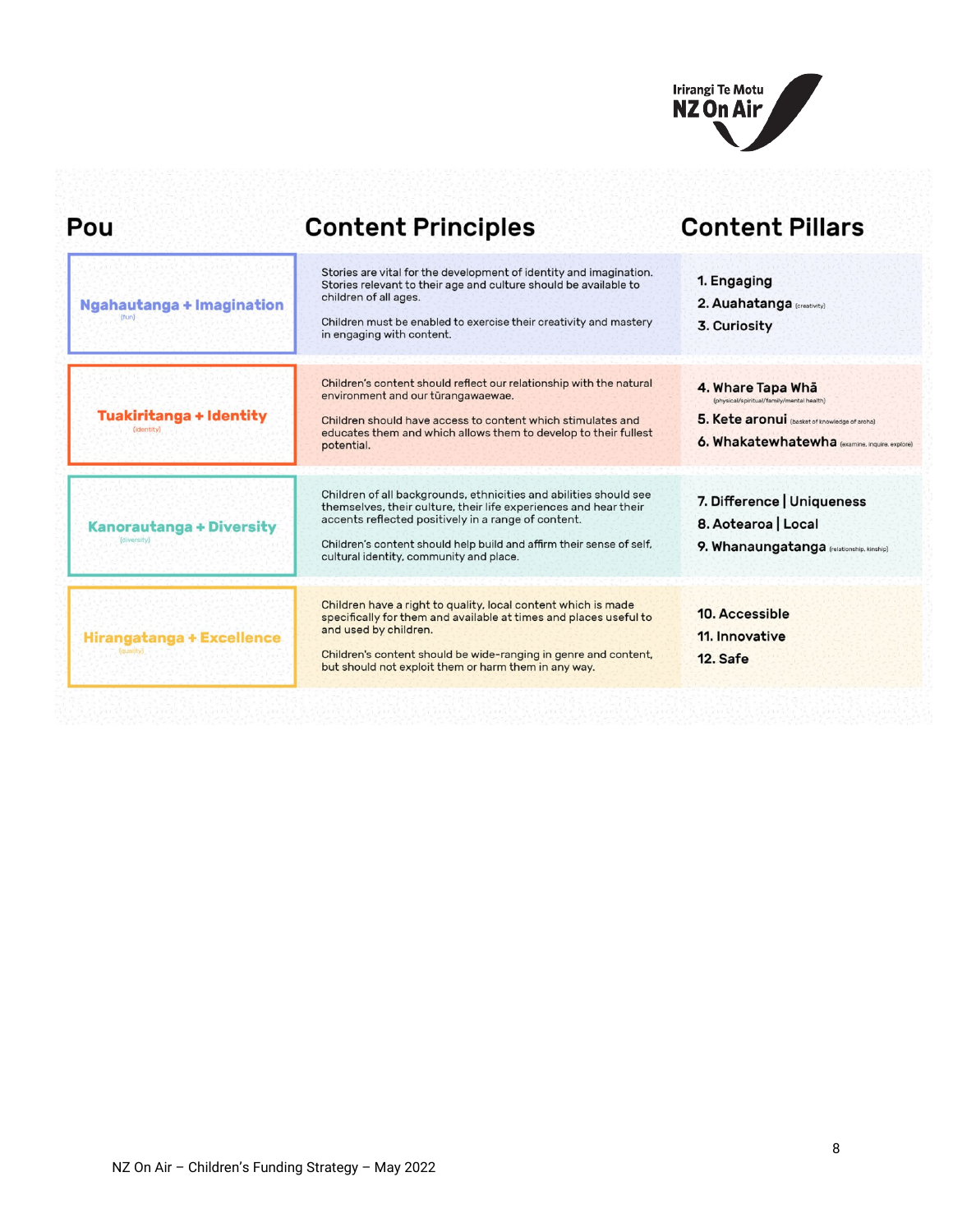| Pou | Content Principles | Content Pillars |
|---|---|---|
| **Ngahautanga + Imagination** (fun) | Stories are vital for the development of identity and imagination. Stories relevant to their age and culture should be available to children of all ages.<br><br>Children must be enabled to exercise their creativity and mastery in engaging with content. | 1. Engaging<br>2. Auahatanga (creativity)<br>3. Curiosity |
| **Tuakiritanga + Identity** (identity) | Children's content should reflect our relationship with the natural environment and our tūrangawaewae.<br><br>Children should have access to content which stimulates and educates them and which allows them to develop to their fullest potential. | 4. Whare Tapa Whā (physical/spiritual/family/mental health)<br>5. Kete aronui (basket of knowledge of aroha)<br>6. Whakatewhatewha (examine, inquire, explore) |
| **Kanorautanga + Diversity** (diversity) | Children of all backgrounds, ethnicities and abilities should see themselves, their culture, their life experiences and hear their accents reflected positively in a range of content.<br><br>Children's content should help build and affirm their sense of self, cultural identity, community and place. | 7. Difference \| Uniqueness<br>8. Aotearoa \| Local<br>9. Whanaungatanga (relationship, kinship) |
| **Hirangatanga + Excellence** (quality) | Children have a right to quality, local content which is made specifically for them and available at times and places useful to and used by children.<br><br>Children's content should be wide-ranging in genre and content, but should not exploit them or harm them in any way. | 10. Accessible<br>11. Innovative<br>12. Safe |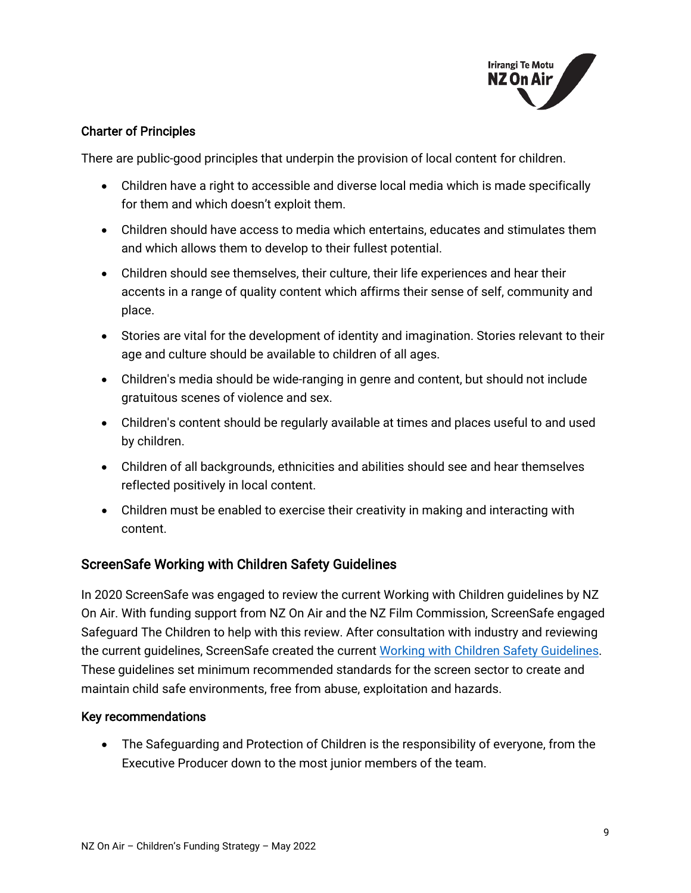### Charter of Principles

There are public-good principles that underpin the provision of local content for children.

- Children have a right to accessible and diverse local media which is made specifically for them and which doesn't exploit them.
- Children should have access to media which entertains, educates and stimulates them and which allows them to develop to their fullest potential.
- Children should see themselves, their culture, their life experiences and hear their accents in a range of quality content which affirms their sense of self, community and place.
- Stories are vital for the development of identity and imagination. Stories relevant to their age and culture should be available to children of all ages.
- Children's media should be wide-ranging in genre and content, but should not include gratuitous scenes of violence and sex.
- Children's content should be regularly available at times and places useful to and used by children.
- Children of all backgrounds, ethnicities and abilities should see and hear themselves reflected positively in local content.
- Children must be enabled to exercise their creativity in making and interacting with content.

## ScreenSafe Working with Children Safety Guidelines

In 2020 ScreenSafe was engaged to review the current Working with Children guidelines by NZ On Air. With funding support from NZ On Air and the NZ Film Commission, ScreenSafe engaged Safeguard The Children to help with this review. After consultation with industry and reviewing the current guidelines, ScreenSafe created the current Working with Children Safety Guidelines. These guidelines set minimum recommended standards for the screen sector to create and maintain child safe environments, free from abuse, exploitation and hazards.

### Key recommendations

- The Safeguarding and Protection of Children is the responsibility of everyone, from the Executive Producer down to the most junior members of the team.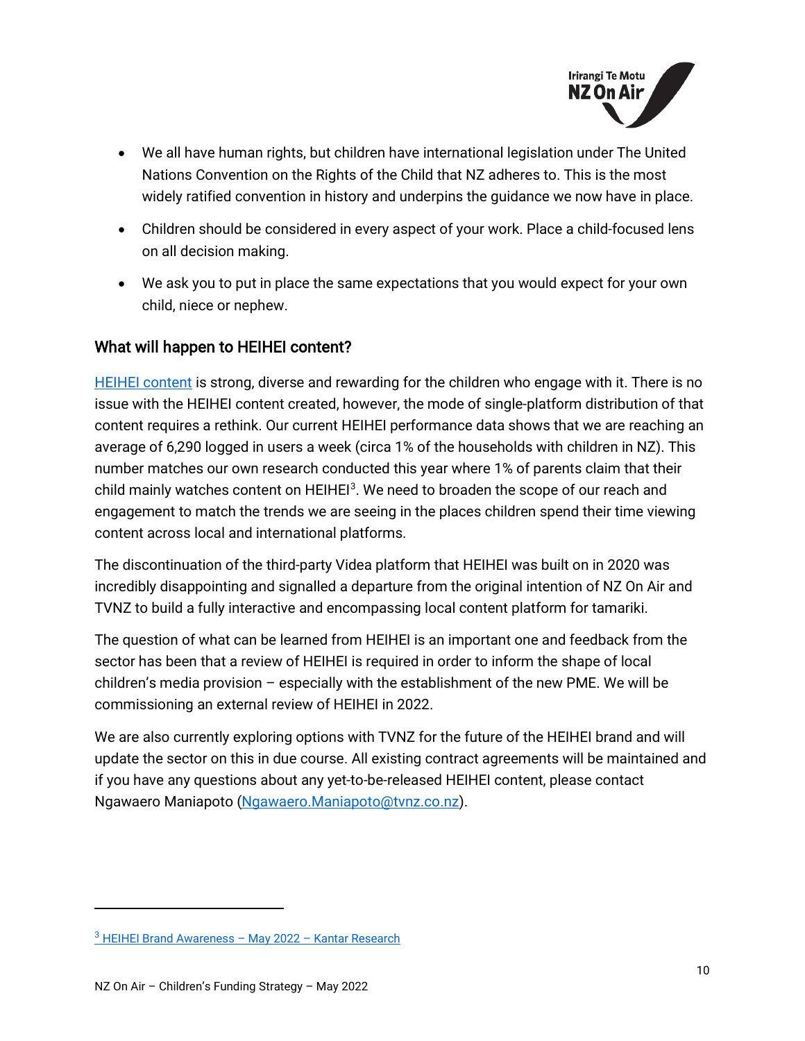- We all have human rights, but children have international legislation under The United Nations Convention on the Rights of the Child that NZ adheres to. This is the most widely ratified convention in history and underpins the guidance we now have in place.
- Children should be considered in every aspect of your work. Place a child-focused lens on all decision making.
- We ask you to put in place the same expectations that you would expect for your own child, niece or nephew.

## What will happen to HEIHEI content?

HEIHEI content is strong, diverse and rewarding for the children who engage with it. There is no issue with the HEIHEI content created, however, the mode of single-platform distribution of that content requires a rethink. Our current HEIHEI performance data shows that we are reaching an average of 6,290 logged in users a week (circa 1% of the households with children in NZ). This number matches our own research conducted this year where 1% of parents claim that their child mainly watches content on HEIHEI[3]. We need to broaden the scope of our reach and engagement to match the trends we are seeing in the places children spend their time viewing content across local and international platforms.

The discontinuation of the third-party Videa platform that HEIHEI was built on in 2020 was incredibly disappointing and signalled a departure from the original intention of NZ On Air and TVNZ to build a fully interactive and encompassing local content platform for tamariki.

The question of what can be learned from HEIHEI is an important one and feedback from the sector has been that a review of HEIHEI is required in order to inform the shape of local children's media provision – especially with the establishment of the new PME. We will be commissioning an external review of HEIHEI in 2022.

We are also currently exploring options with TVNZ for the future of the HEIHEI brand and will update the sector on this in due course. All existing contract agreements will be maintained and if you have any questions about any yet-to-be-released HEIHEI content, please contact Ngawaero Maniapoto (Ngawaero.Maniapoto@tvnz.co.nz).

---

[3] HEIHEI Brand Awareness – May 2022 – Kantar Research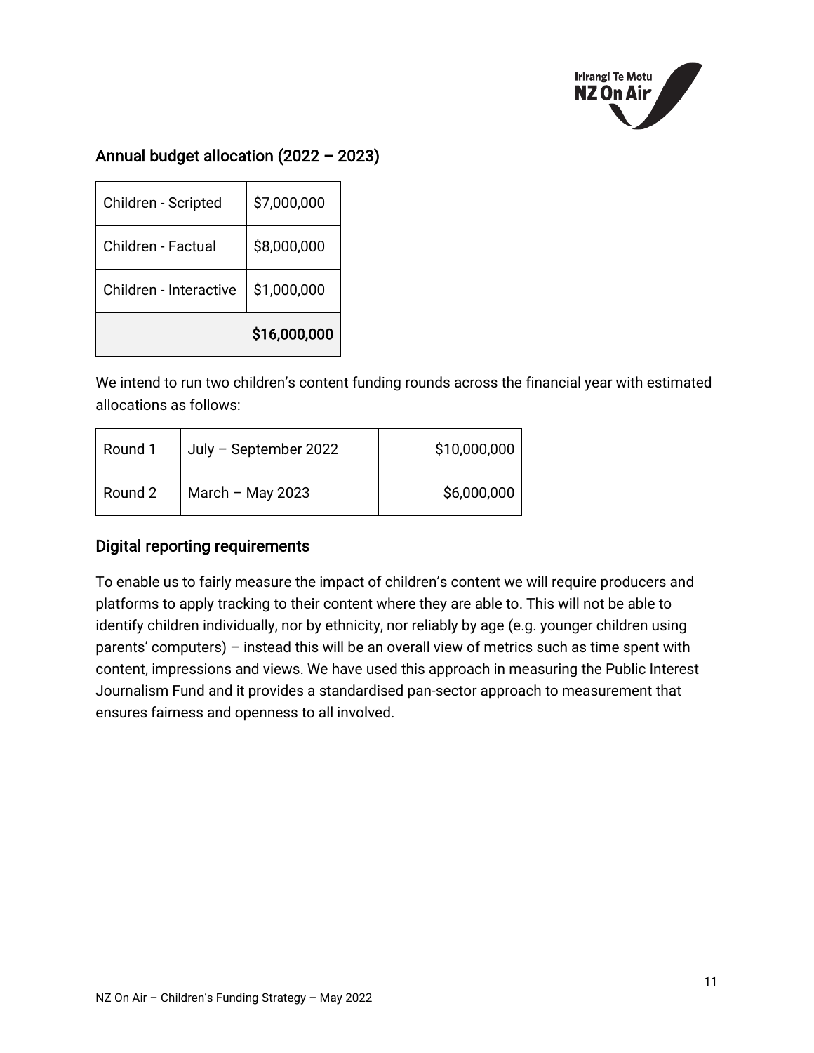## Annual budget allocation (2022 – 2023)

| | |
|---|---|
| Children - Scripted | $7,000,000 |
| Children - Factual | $8,000,000 |
| Children - Interactive | $1,000,000 |
| | **$16,000,000** |

We intend to run two children's content funding rounds across the financial year with estimated allocations as follows:

| | | |
|---|---|---|
| Round 1 | July – September 2022 | $10,000,000 |
| Round 2 | March – May 2023 | $6,000,000 |

## Digital reporting requirements

To enable us to fairly measure the impact of children's content we will require producers and platforms to apply tracking to their content where they are able to. This will not be able to identify children individually, nor by ethnicity, nor reliably by age (e.g. younger children using parents' computers) – instead this will be an overall view of metrics such as time spent with content, impressions and views. We have used this approach in measuring the Public Interest Journalism Fund and it provides a standardised pan-sector approach to measurement that ensures fairness and openness to all involved.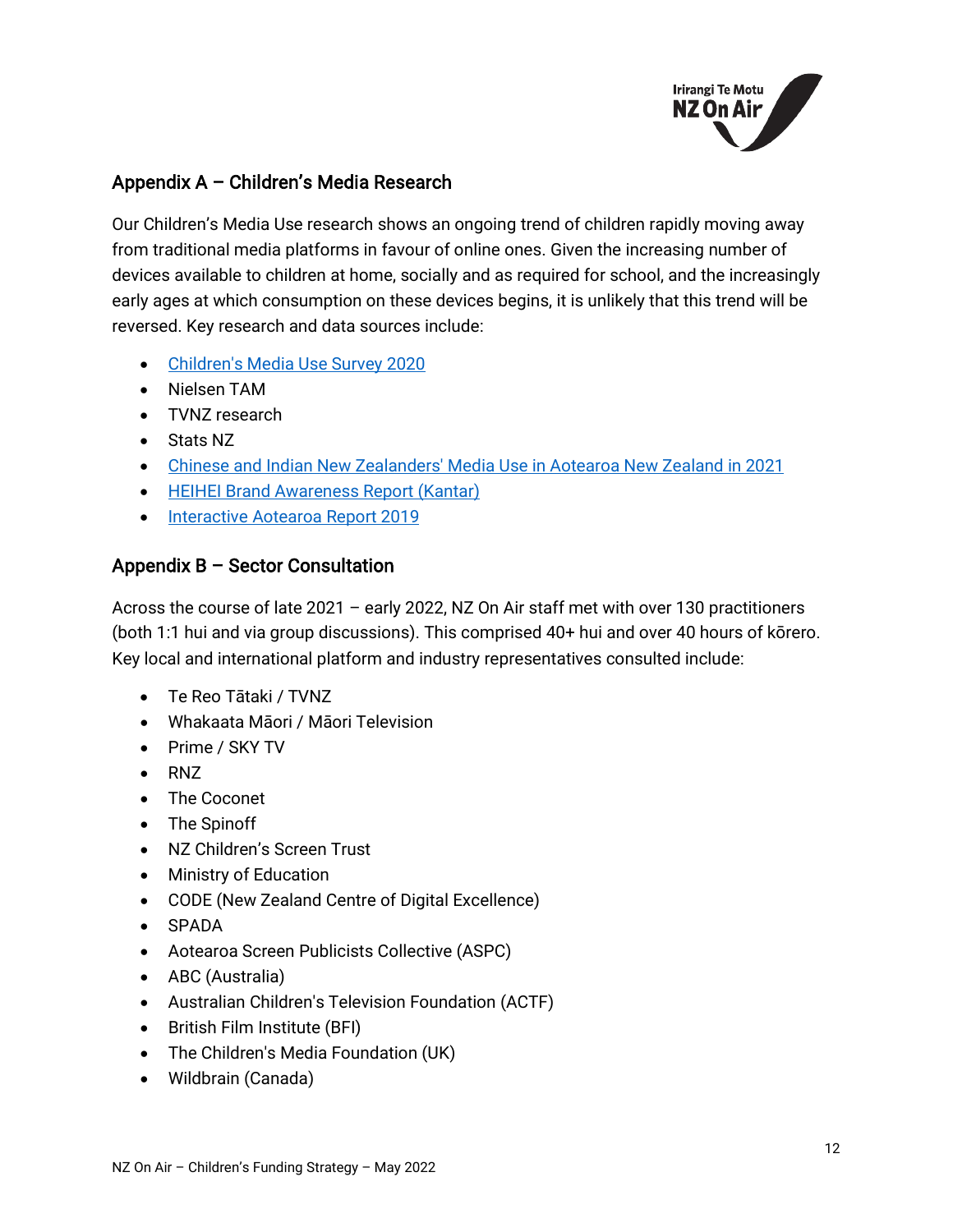## Appendix A – Children's Media Research

Our Children's Media Use research shows an ongoing trend of children rapidly moving away from traditional media platforms in favour of online ones. Given the increasing number of devices available to children at home, socially and as required for school, and the increasingly early ages at which consumption on these devices begins, it is unlikely that this trend will be reversed. Key research and data sources include:

- Children's Media Use Survey 2020
- Nielsen TAM
- TVNZ research
- Stats NZ
- Chinese and Indian New Zealanders' Media Use in Aotearoa New Zealand in 2021
- HEIHEI Brand Awareness Report (Kantar)
- Interactive Aotearoa Report 2019

## Appendix B – Sector Consultation

Across the course of late 2021 – early 2022, NZ On Air staff met with over 130 practitioners (both 1:1 hui and via group discussions). This comprised 40+ hui and over 40 hours of kōrero. Key local and international platform and industry representatives consulted include:

- Te Reo Tātaki / TVNZ
- Whakaata Māori / Māori Television
- Prime / SKY TV
- RNZ
- The Coconet
- The Spinoff
- NZ Children's Screen Trust
- Ministry of Education
- CODE (New Zealand Centre of Digital Excellence)
- SPADA
- Aotearoa Screen Publicists Collective (ASPC)
- ABC (Australia)
- Australian Children's Television Foundation (ACTF)
- British Film Institute (BFI)
- The Children's Media Foundation (UK)
- Wildbrain (Canada)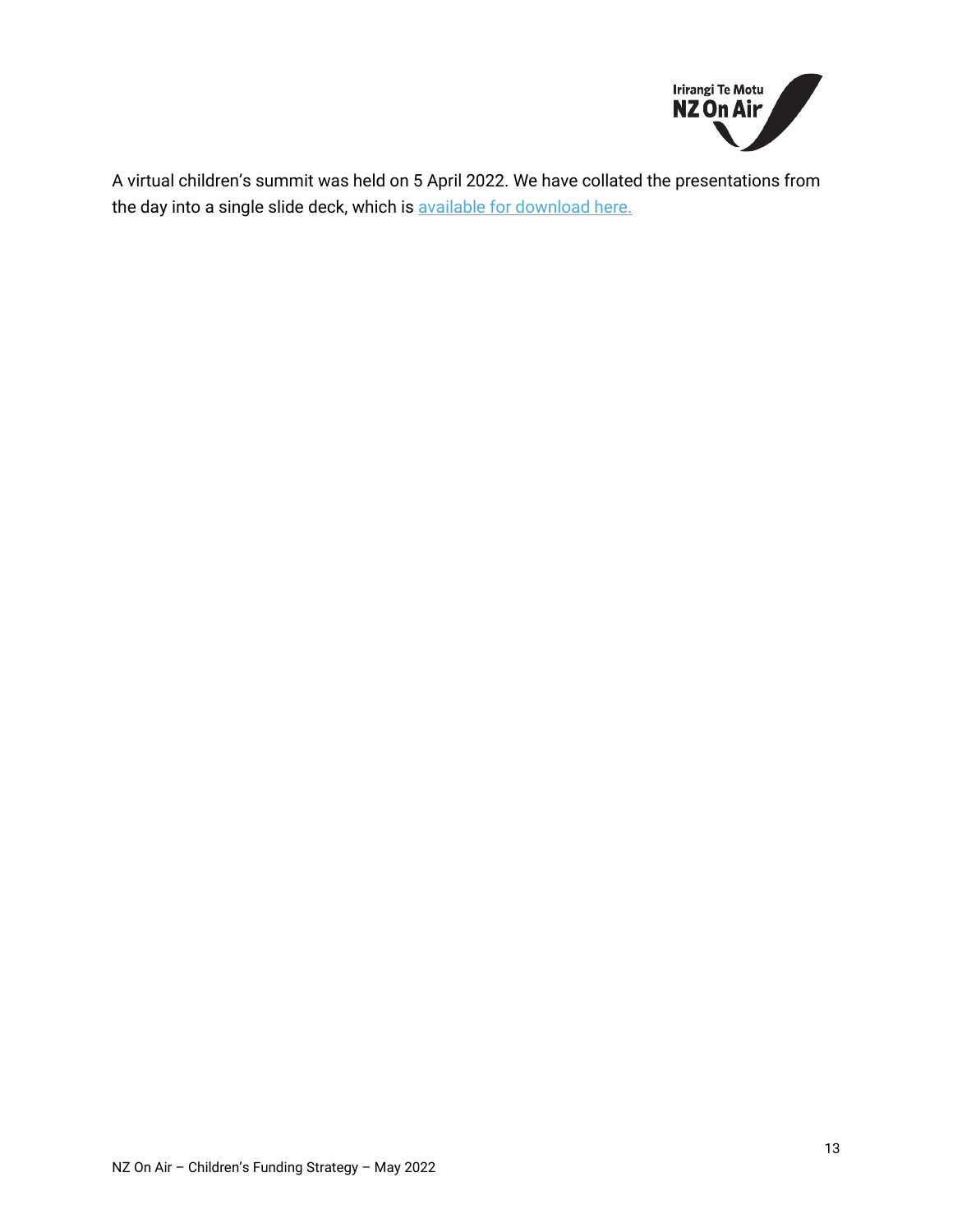A virtual children's summit was held on 5 April 2022. We have collated the presentations from the day into a single slide deck, which is available for download here.